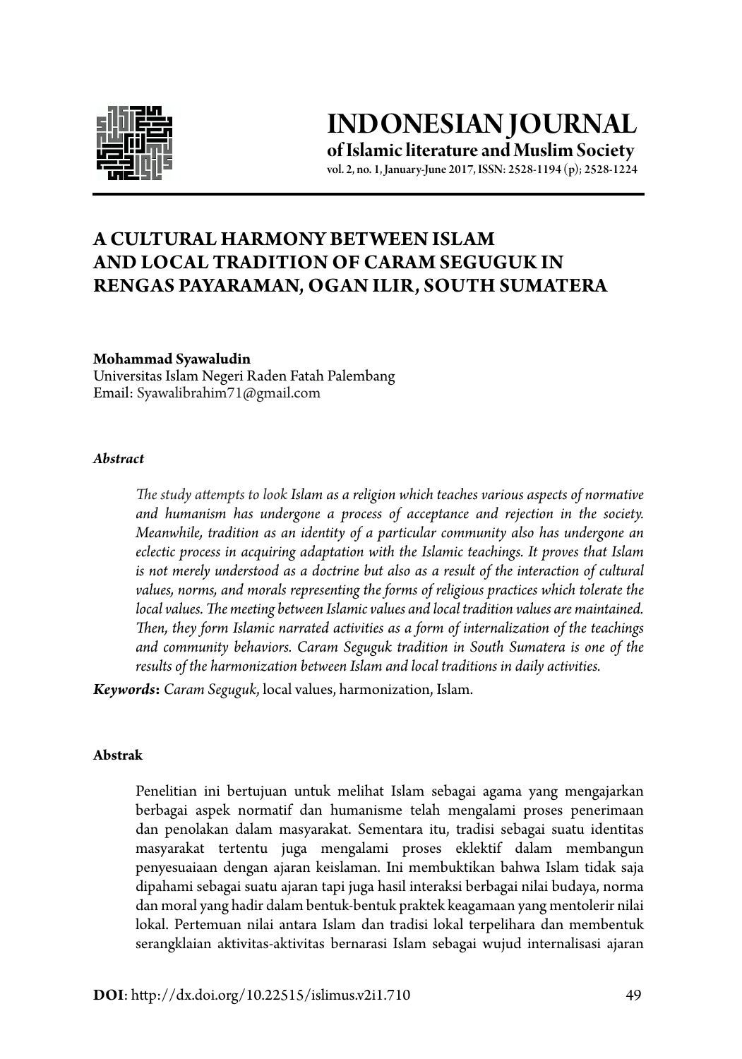# INDONESIAN JOURNAL

**of Islamic literature and Muslim Society**

vol. 2, no. 1, January-June 2017, ISSN: 2528-1194 (p); 2528-1224

## A CULTURAL HARMONY BETWEEN ISLAM AND LOCAL TRADITION OF CARAM SEGUGUK IN RENGAS PAYARAMAN, OGAN ILIR, SOUTH SUMATERA

**Mohammad Syawaludin**
Universitas Islam Negeri Raden Fatah Palembang
Email: Syawalibrahim71@gmail.com

***Abstract***

*The study attempts to look Islam as a religion which teaches various aspects of normative and humanism has undergone a process of acceptance and rejection in the society. Meanwhile, tradition as an identity of a particular community also has undergone an eclectic process in acquiring adaptation with the Islamic teachings. It proves that Islam is not merely understood as a doctrine but also as a result of the interaction of cultural values, norms, and morals representing the forms of religious practices which tolerate the local values. The meeting between Islamic values and local tradition values are maintained. Then, they form Islamic narrated activities as a form of internalization of the teachings and community behaviors. Caram Seguguk tradition in South Sumatera is one of the results of the harmonization between Islam and local traditions in daily activities.*

***Keywords*****:** *Caram Seguguk*, local values, harmonization, Islam.

**Abstrak**

Penelitian ini bertujuan untuk melihat Islam sebagai agama yang mengajarkan berbagai aspek normatif dan humanisme telah mengalami proses penerimaan dan penolakan dalam masyarakat. Sementara itu, tradisi sebagai suatu identitas masyarakat tertentu juga mengalami proses eklektif dalam membangun penyesuaiaan dengan ajaran keislaman. Ini membuktikan bahwa Islam tidak saja dipahami sebagai suatu ajaran tapi juga hasil interaksi berbagai nilai budaya, norma dan moral yang hadir dalam bentuk-bentuk praktek keagamaan yang mentolerir nilai lokal. Pertemuan nilai antara Islam dan tradisi lokal terpelihara dan membentuk serangklaian aktivitas-aktivitas bernarasi Islam sebagai wujud internalisasi ajaran

**DOI**: http://dx.doi.org/10.22515/islimus.v2i1.710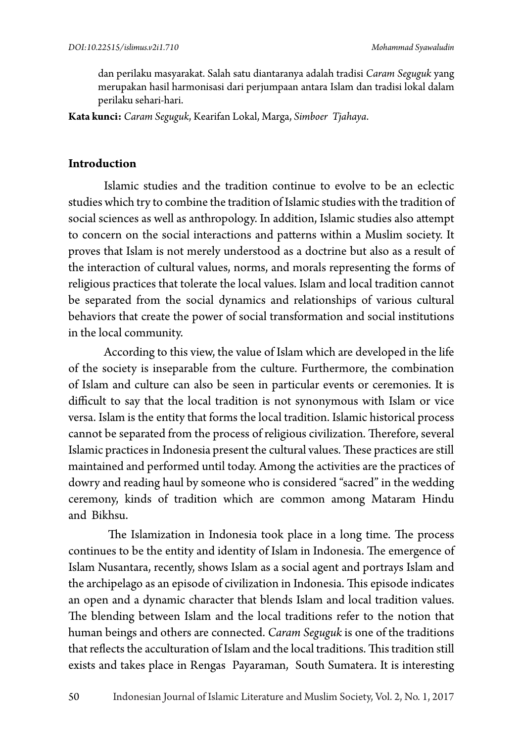dan perilaku masyarakat. Salah satu diantaranya adalah tradisi *Caram Seguguk* yang merupakan hasil harmonisasi dari perjumpaan antara Islam dan tradisi lokal dalam perilaku sehari-hari.

**Kata kunci:** *Caram Seguguk*, Kearifan Lokal, Marga, *Simboer Tjahaya*.

## Introduction

Islamic studies and the tradition continue to evolve to be an eclectic studies which try to combine the tradition of Islamic studies with the tradition of social sciences as well as anthropology. In addition, Islamic studies also attempt to concern on the social interactions and patterns within a Muslim society. It proves that Islam is not merely understood as a doctrine but also as a result of the interaction of cultural values, norms, and morals representing the forms of religious practices that tolerate the local values. Islam and local tradition cannot be separated from the social dynamics and relationships of various cultural behaviors that create the power of social transformation and social institutions in the local community.

According to this view, the value of Islam which are developed in the life of the society is inseparable from the culture. Furthermore, the combination of Islam and culture can also be seen in particular events or ceremonies. It is difficult to say that the local tradition is not synonymous with Islam or vice versa. Islam is the entity that forms the local tradition. Islamic historical process cannot be separated from the process of religious civilization. Therefore, several Islamic practices in Indonesia present the cultural values. These practices are still maintained and performed until today. Among the activities are the practices of dowry and reading haul by someone who is considered "sacred" in the wedding ceremony, kinds of tradition which are common among Mataram Hindu and Bikhsu.

The Islamization in Indonesia took place in a long time. The process continues to be the entity and identity of Islam in Indonesia. The emergence of Islam Nusantara, recently, shows Islam as a social agent and portrays Islam and the archipelago as an episode of civilization in Indonesia. This episode indicates an open and a dynamic character that blends Islam and local tradition values. The blending between Islam and the local traditions refer to the notion that human beings and others are connected. *Caram Seguguk* is one of the traditions that reflects the acculturation of Islam and the local traditions. This tradition still exists and takes place in Rengas Payaraman, South Sumatera. It is interesting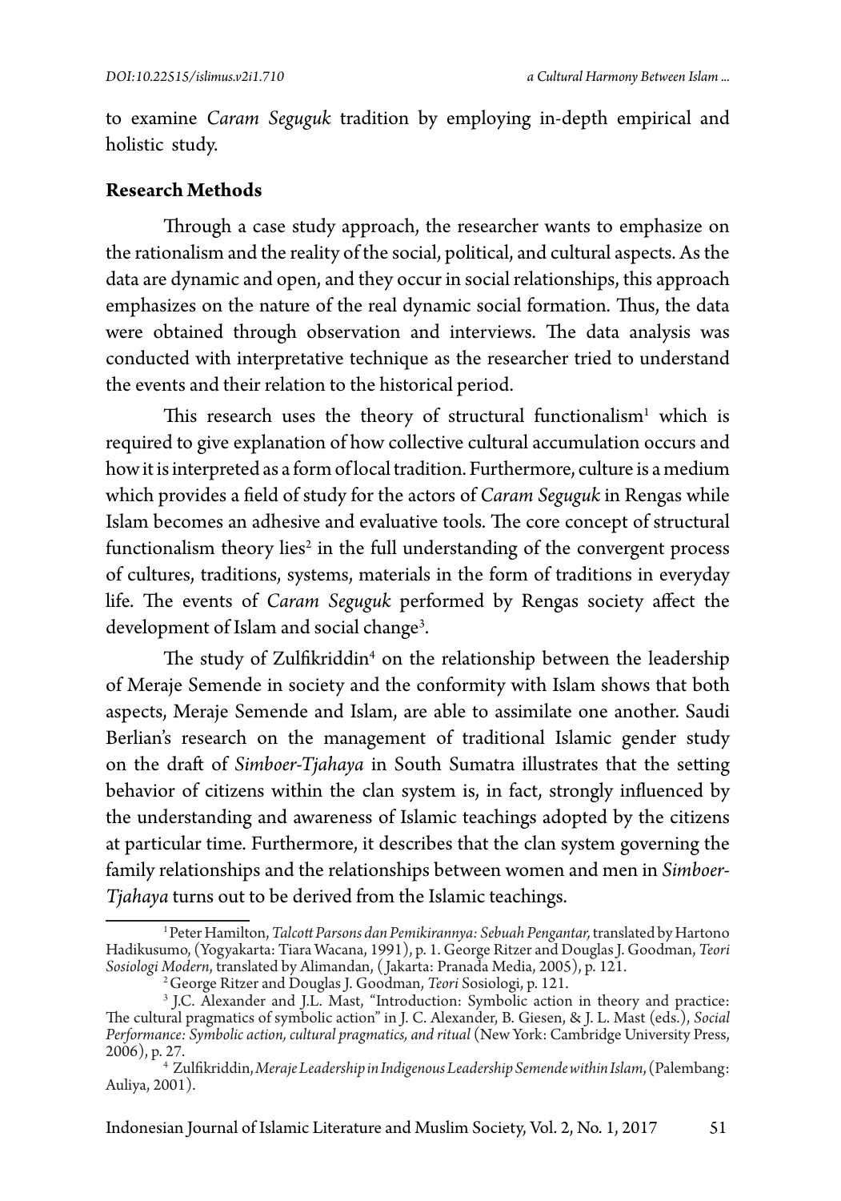to examine *Caram Seguguk* tradition by employing in-depth empirical and holistic study.

## Research Methods

Through a case study approach, the researcher wants to emphasize on the rationalism and the reality of the social, political, and cultural aspects. As the data are dynamic and open, and they occur in social relationships, this approach emphasizes on the nature of the real dynamic social formation. Thus, the data were obtained through observation and interviews. The data analysis was conducted with interpretative technique as the researcher tried to understand the events and their relation to the historical period.

This research uses the theory of structural functionalism[1] which is required to give explanation of how collective cultural accumulation occurs and how it is interpreted as a form of local tradition. Furthermore, culture is a medium which provides a field of study for the actors of *Caram Seguguk* in Rengas while Islam becomes an adhesive and evaluative tools. The core concept of structural functionalism theory lies[2] in the full understanding of the convergent process of cultures, traditions, systems, materials in the form of traditions in everyday life. The events of *Caram Seguguk* performed by Rengas society affect the development of Islam and social change[3].

The study of Zulfikriddin[4] on the relationship between the leadership of Meraje Semende in society and the conformity with Islam shows that both aspects, Meraje Semende and Islam, are able to assimilate one another. Saudi Berlian's research on the management of traditional Islamic gender study on the draft of *Simboer-Tjahaya* in South Sumatra illustrates that the setting behavior of citizens within the clan system is, in fact, strongly influenced by the understanding and awareness of Islamic teachings adopted by the citizens at particular time. Furthermore, it describes that the clan system governing the family relationships and the relationships between women and men in *Simboer-Tjahaya* turns out to be derived from the Islamic teachings.

---

[1] Peter Hamilton, *Talcott Parsons dan Pemikirannya: Sebuah Pengantar,* translated by Hartono Hadikusumo, (Yogyakarta: Tiara Wacana, 1991), p. 1. George Ritzer and Douglas J. Goodman, *Teori Sosiologi Modern*, translated by Alimandan, (Jakarta: Pranada Media, 2005), p. 121.

[2] George Ritzer and Douglas J. Goodman, *Teori* Sosiologi, p. 121.

[3] J.C. Alexander and J.L. Mast, "Introduction: Symbolic action in theory and practice: The cultural pragmatics of symbolic action" in J. C. Alexander, B. Giesen, & J. L. Mast (eds.), *Social Performance: Symbolic action, cultural pragmatics, and ritual* (New York: Cambridge University Press, 2006), p. 27.

[4] Zulfikriddin, *Meraje Leadership in Indigenous Leadership Semende within Islam*, (Palembang: Auliya, 2001).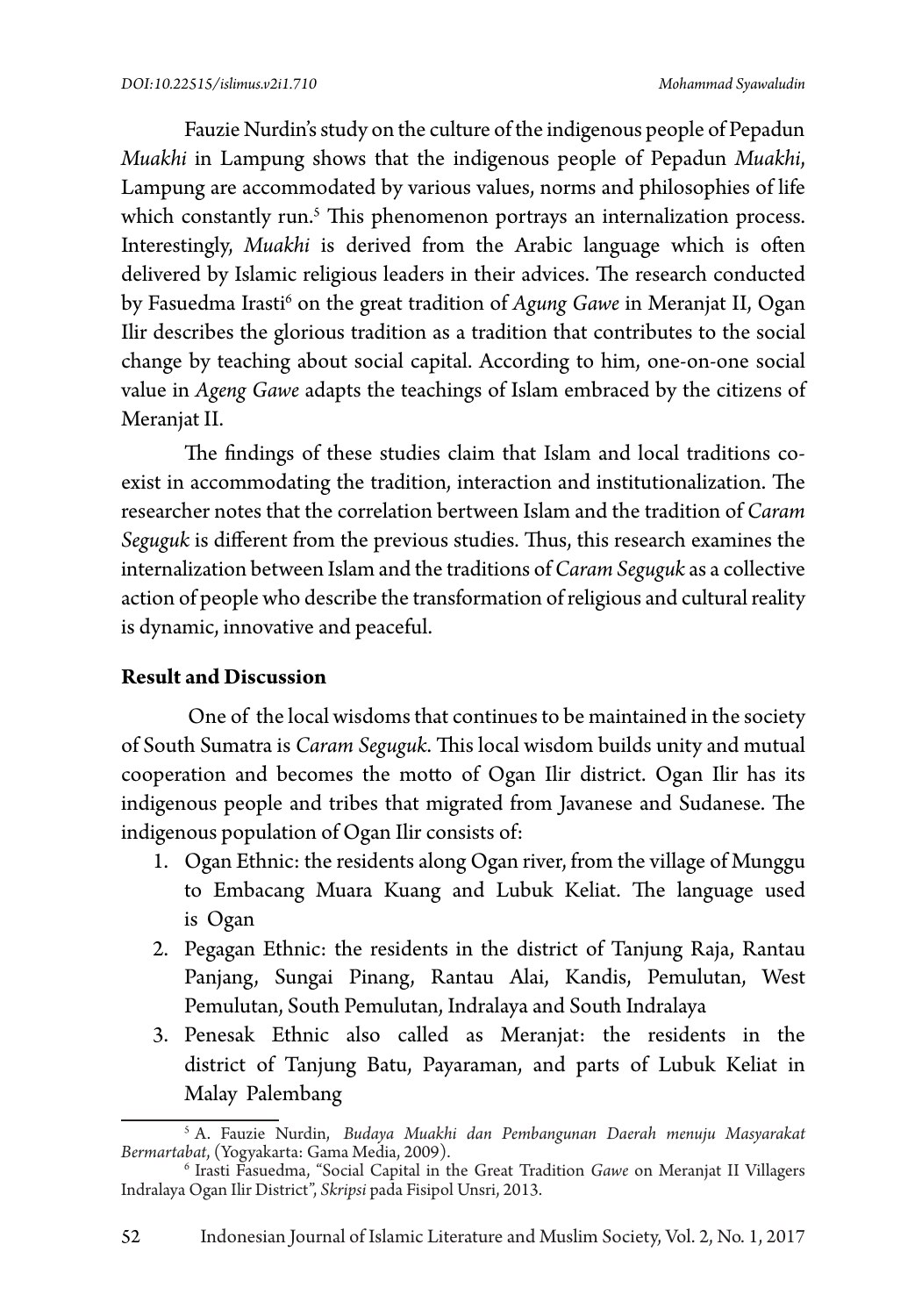Fauzie Nurdin's study on the culture of the indigenous people of Pepadun *Muakhi* in Lampung shows that the indigenous people of Pepadun *Muakhi*, Lampung are accommodated by various values, norms and philosophies of life which constantly run.[5] This phenomenon portrays an internalization process. Interestingly, *Muakhi* is derived from the Arabic language which is often delivered by Islamic religious leaders in their advices. The research conducted by Fasuedma Irasti[6] on the great tradition of *Agung Gawe* in Meranjat II, Ogan Ilir describes the glorious tradition as a tradition that contributes to the social change by teaching about social capital. According to him, one-on-one social value in *Ageng Gawe* adapts the teachings of Islam embraced by the citizens of Meranjat II.

The findings of these studies claim that Islam and local traditions co-exist in accommodating the tradition, interaction and institutionalization. The researcher notes that the correlation bertween Islam and the tradition of *Caram Seguguk* is different from the previous studies. Thus, this research examines the internalization between Islam and the traditions of *Caram Seguguk* as a collective action of people who describe the transformation of religious and cultural reality is dynamic, innovative and peaceful.

## Result and Discussion

One of the local wisdoms that continues to be maintained in the society of South Sumatra is *Caram Seguguk*. This local wisdom builds unity and mutual cooperation and becomes the motto of Ogan Ilir district. Ogan Ilir has its indigenous people and tribes that migrated from Javanese and Sudanese. The indigenous population of Ogan Ilir consists of:

1. Ogan Ethnic: the residents along Ogan river, from the village of Munggu to Embacang Muara Kuang and Lubuk Keliat. The language used is Ogan
2. Pegagan Ethnic: the residents in the district of Tanjung Raja, Rantau Panjang, Sungai Pinang, Rantau Alai, Kandis, Pemulutan, West Pemulutan, South Pemulutan, Indralaya and South Indralaya
3. Penesak Ethnic also called as Meranjat: the residents in the district of Tanjung Batu, Payaraman, and parts of Lubuk Keliat in Malay Palembang

---

[5] A. Fauzie Nurdin, *Budaya Muakhi dan Pembangunan Daerah menuju Masyarakat Bermartabat*, (Yogyakarta: Gama Media, 2009).

[6] Irasti Fasuedma, "Social Capital in the Great Tradition *Gawe* on Meranjat II Villagers Indralaya Ogan Ilir District", *Skripsi* pada Fisipol Unsri, 2013.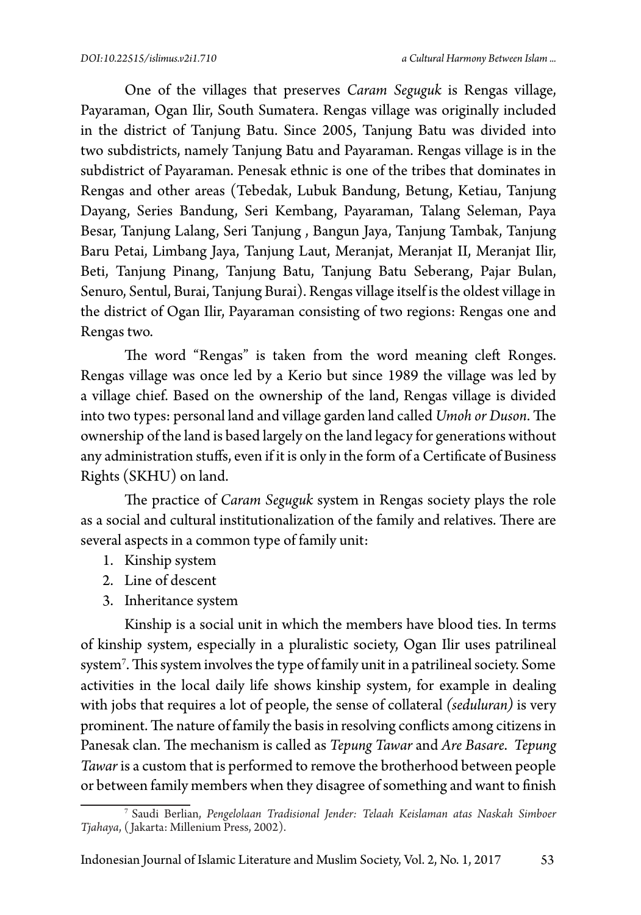One of the villages that preserves *Caram Seguguk* is Rengas village, Payaraman, Ogan Ilir, South Sumatera. Rengas village was originally included in the district of Tanjung Batu. Since 2005, Tanjung Batu was divided into two subdistricts, namely Tanjung Batu and Payaraman. Rengas village is in the subdistrict of Payaraman. Penesak ethnic is one of the tribes that dominates in Rengas and other areas (Tebedak, Lubuk Bandung, Betung, Ketiau, Tanjung Dayang, Series Bandung, Seri Kembang, Payaraman, Talang Seleman, Paya Besar, Tanjung Lalang, Seri Tanjung , Bangun Jaya, Tanjung Tambak, Tanjung Baru Petai, Limbang Jaya, Tanjung Laut, Meranjat, Meranjat II, Meranjat Ilir, Beti, Tanjung Pinang, Tanjung Batu, Tanjung Batu Seberang, Pajar Bulan, Senuro, Sentul, Burai, Tanjung Burai). Rengas village itself is the oldest village in the district of Ogan Ilir, Payaraman consisting of two regions: Rengas one and Rengas two.

The word "Rengas" is taken from the word meaning cleft Ronges. Rengas village was once led by a Kerio but since 1989 the village was led by a village chief. Based on the ownership of the land, Rengas village is divided into two types: personal land and village garden land called *Umoh or Duson*. The ownership of the land is based largely on the land legacy for generations without any administration stuffs, even if it is only in the form of a Certificate of Business Rights (SKHU) on land.

The practice of *Caram Seguguk* system in Rengas society plays the role as a social and cultural institutionalization of the family and relatives. There are several aspects in a common type of family unit:

1. Kinship system
2. Line of descent
3. Inheritance system

Kinship is a social unit in which the members have blood ties. In terms of kinship system, especially in a pluralistic society, Ogan Ilir uses patrilineal system[7]. This system involves the type of family unit in a patrilineal society. Some activities in the local daily life shows kinship system, for example in dealing with jobs that requires a lot of people, the sense of collateral *(seduluran)* is very prominent. The nature of family the basis in resolving conflicts among citizens in Panesak clan. The mechanism is called as *Tepung Tawar* and *Are Basare*. *Tepung Tawar* is a custom that is performed to remove the brotherhood between people or between family members when they disagree of something and want to finish

---

[7] Saudi Berlian, *Pengelolaan Tradisional Jender: Telaah Keislaman atas Naskah Simboer Tjahaya*, (Jakarta: Millenium Press, 2002).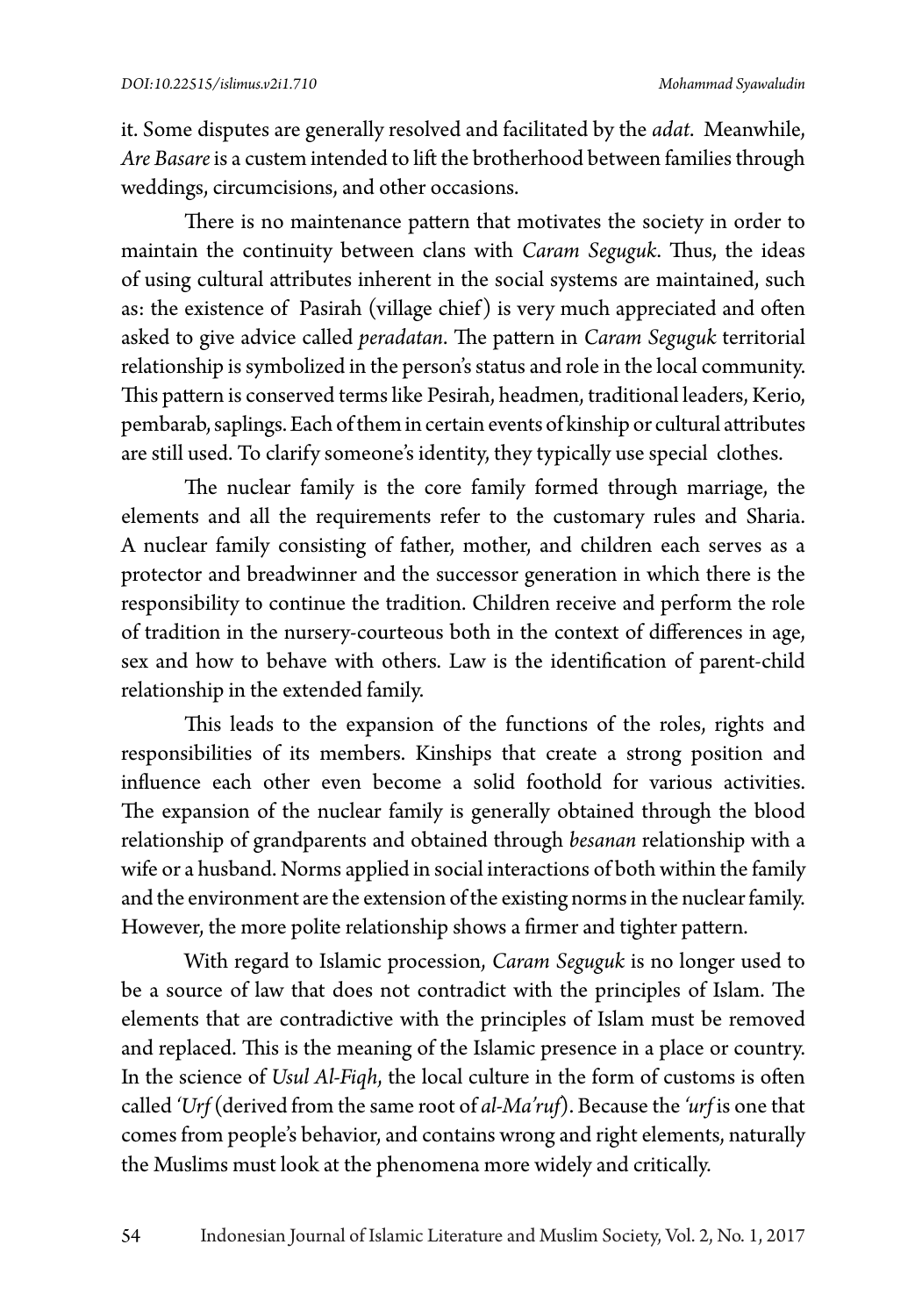it. Some disputes are generally resolved and facilitated by the *adat*. Meanwhile, *Are Basare* is a custem intended to lift the brotherhood between families through weddings, circumcisions, and other occasions.

There is no maintenance pattern that motivates the society in order to maintain the continuity between clans with *Caram Seguguk*. Thus, the ideas of using cultural attributes inherent in the social systems are maintained, such as: the existence of Pasirah (village chief) is very much appreciated and often asked to give advice called *peradatan*. The pattern in *Caram Seguguk* territorial relationship is symbolized in the person's status and role in the local community. This pattern is conserved terms like Pesirah, headmen, traditional leaders, Kerio, pembarab, saplings. Each of them in certain events of kinship or cultural attributes are still used. To clarify someone's identity, they typically use special clothes.

The nuclear family is the core family formed through marriage, the elements and all the requirements refer to the customary rules and Sharia. A nuclear family consisting of father, mother, and children each serves as a protector and breadwinner and the successor generation in which there is the responsibility to continue the tradition. Children receive and perform the role of tradition in the nursery-courteous both in the context of differences in age, sex and how to behave with others. Law is the identification of parent-child relationship in the extended family.

This leads to the expansion of the functions of the roles, rights and responsibilities of its members. Kinships that create a strong position and influence each other even become a solid foothold for various activities. The expansion of the nuclear family is generally obtained through the blood relationship of grandparents and obtained through *besanan* relationship with a wife or a husband. Norms applied in social interactions of both within the family and the environment are the extension of the existing norms in the nuclear family. However, the more polite relationship shows a firmer and tighter pattern.

With regard to Islamic procession, *Caram Seguguk* is no longer used to be a source of law that does not contradict with the principles of Islam. The elements that are contradictive with the principles of Islam must be removed and replaced. This is the meaning of the Islamic presence in a place or country. In the science of *Usul Al-Fiqh*, the local culture in the form of customs is often called *'Urf* (derived from the same root of *al-Ma'ruf*). Because the *'urf* is one that comes from people's behavior, and contains wrong and right elements, naturally the Muslims must look at the phenomena more widely and critically.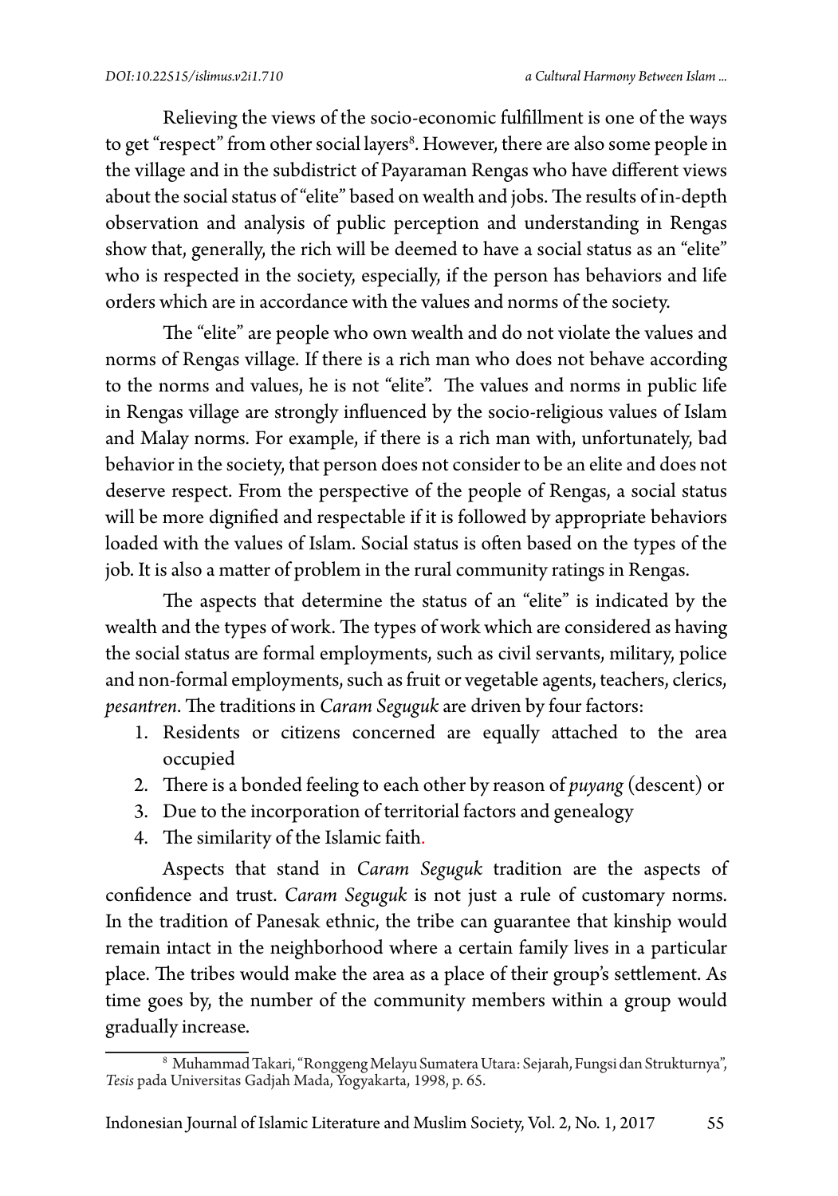Relieving the views of the socio-economic fulfillment is one of the ways to get "respect" from other social layers[8]. However, there are also some people in the village and in the subdistrict of Payaraman Rengas who have different views about the social status of "elite" based on wealth and jobs. The results of in-depth observation and analysis of public perception and understanding in Rengas show that, generally, the rich will be deemed to have a social status as an "elite" who is respected in the society, especially, if the person has behaviors and life orders which are in accordance with the values and norms of the society.

The "elite" are people who own wealth and do not violate the values and norms of Rengas village. If there is a rich man who does not behave according to the norms and values, he is not "elite". The values and norms in public life in Rengas village are strongly influenced by the socio-religious values of Islam and Malay norms. For example, if there is a rich man with, unfortunately, bad behavior in the society, that person does not consider to be an elite and does not deserve respect. From the perspective of the people of Rengas, a social status will be more dignified and respectable if it is followed by appropriate behaviors loaded with the values of Islam. Social status is often based on the types of the job. It is also a matter of problem in the rural community ratings in Rengas.

The aspects that determine the status of an "elite" is indicated by the wealth and the types of work. The types of work which are considered as having the social status are formal employments, such as civil servants, military, police and non-formal employments, such as fruit or vegetable agents, teachers, clerics, *pesantren*. The traditions in *Caram Seguguk* are driven by four factors:

1. Residents or citizens concerned are equally attached to the area occupied
2. There is a bonded feeling to each other by reason of *puyang* (descent) or
3. Due to the incorporation of territorial factors and genealogy
4. The similarity of the Islamic faith.

Aspects that stand in *Caram Seguguk* tradition are the aspects of confidence and trust. *Caram Seguguk* is not just a rule of customary norms. In the tradition of Panesak ethnic, the tribe can guarantee that kinship would remain intact in the neighborhood where a certain family lives in a particular place. The tribes would make the area as a place of their group's settlement. As time goes by, the number of the community members within a group would gradually increase.

---

[8] Muhammad Takari, "Ronggeng Melayu Sumatera Utara: Sejarah, Fungsi dan Strukturnya", *Tesis* pada Universitas Gadjah Mada, Yogyakarta, 1998, p. 65.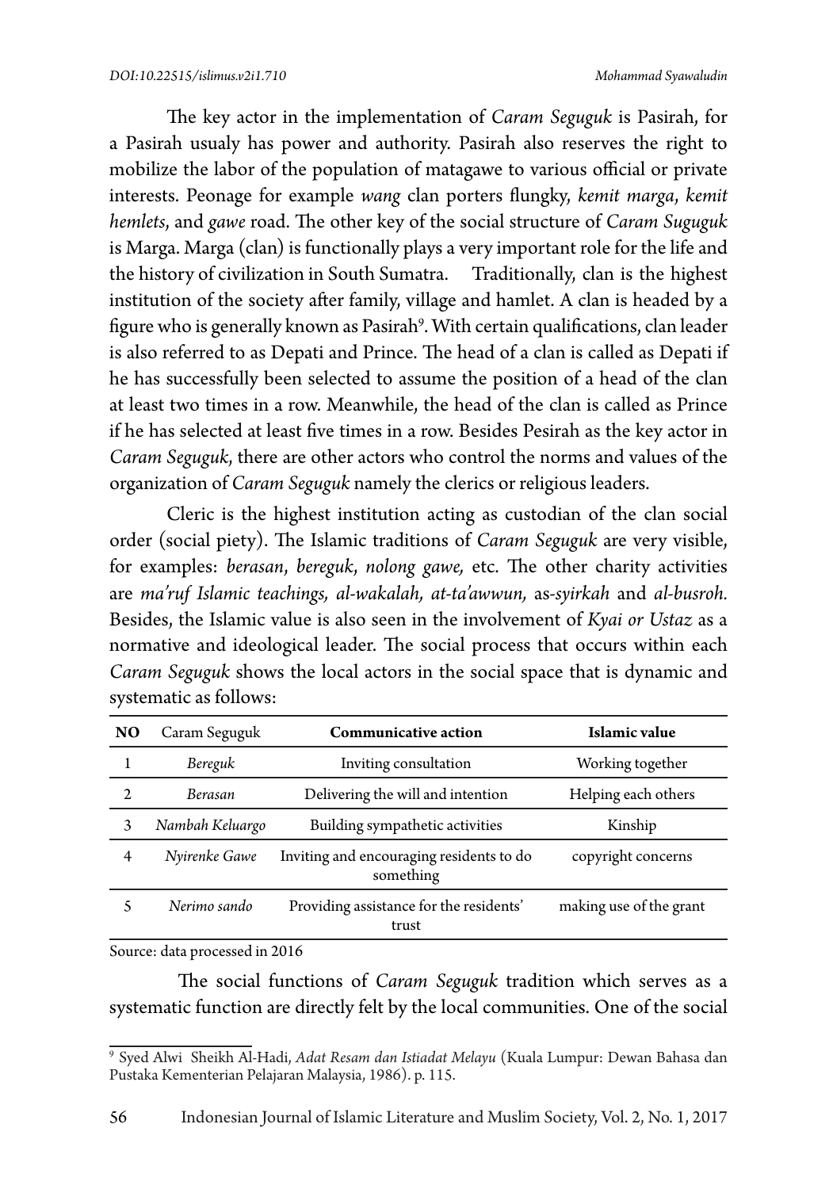The key actor in the implementation of *Caram Seguguk* is Pasirah, for a Pasirah usualy has power and authority. Pasirah also reserves the right to mobilize the labor of the population of matagawe to various official or private interests. Peonage for example *wang* clan porters flungky, *kemit marga*, *kemit hemlets*, and *gawe* road. The other key of the social structure of *Caram Suguguk* is Marga. Marga (clan) is functionally plays a very important role for the life and the history of civilization in South Sumatra. Traditionally, clan is the highest institution of the society after family, village and hamlet. A clan is headed by a figure who is generally known as Pasirah[9]. With certain qualifications, clan leader is also referred to as Depati and Prince. The head of a clan is called as Depati if he has successfully been selected to assume the position of a head of the clan at least two times in a row. Meanwhile, the head of the clan is called as Prince if he has selected at least five times in a row. Besides Pesirah as the key actor in *Caram Seguguk*, there are other actors who control the norms and values of the organization of *Caram Seguguk* namely the clerics or religious leaders.

Cleric is the highest institution acting as custodian of the clan social order (social piety). The Islamic traditions of *Caram Seguguk* are very visible, for examples: *berasan*, *bereguk*, *nolong gawe,* etc. The other charity activities are *ma'ruf Islamic teachings, al-wakalah, at-ta'awwun,* as-*syirkah* and *al-busroh.* Besides, the Islamic value is also seen in the involvement of *Kyai or Ustaz* as a normative and ideological leader. The social process that occurs within each *Caram Seguguk* shows the local actors in the social space that is dynamic and systematic as follows:

| NO | Caram Seguguk | Communicative action | Islamic value |
|---|---|---|---|
| 1 | *Bereguk* | Inviting consultation | Working together |
| 2 | *Berasan* | Delivering the will and intention | Helping each others |
| 3 | *Nambah Keluargo* | Building sympathetic activities | Kinship |
| 4 | *Nyirenke Gawe* | Inviting and encouraging residents to do something | copyright concerns |
| 5 | *Nerimo sando* | Providing assistance for the residents' trust | making use of the grant |

Source: data processed in 2016

The social functions of *Caram Seguguk* tradition which serves as a systematic function are directly felt by the local communities. One of the social

---

[9] Syed Alwi Sheikh Al-Hadi, *Adat Resam dan Istiadat Melayu* (Kuala Lumpur: Dewan Bahasa dan Pustaka Kementerian Pelajaran Malaysia, 1986). p. 115.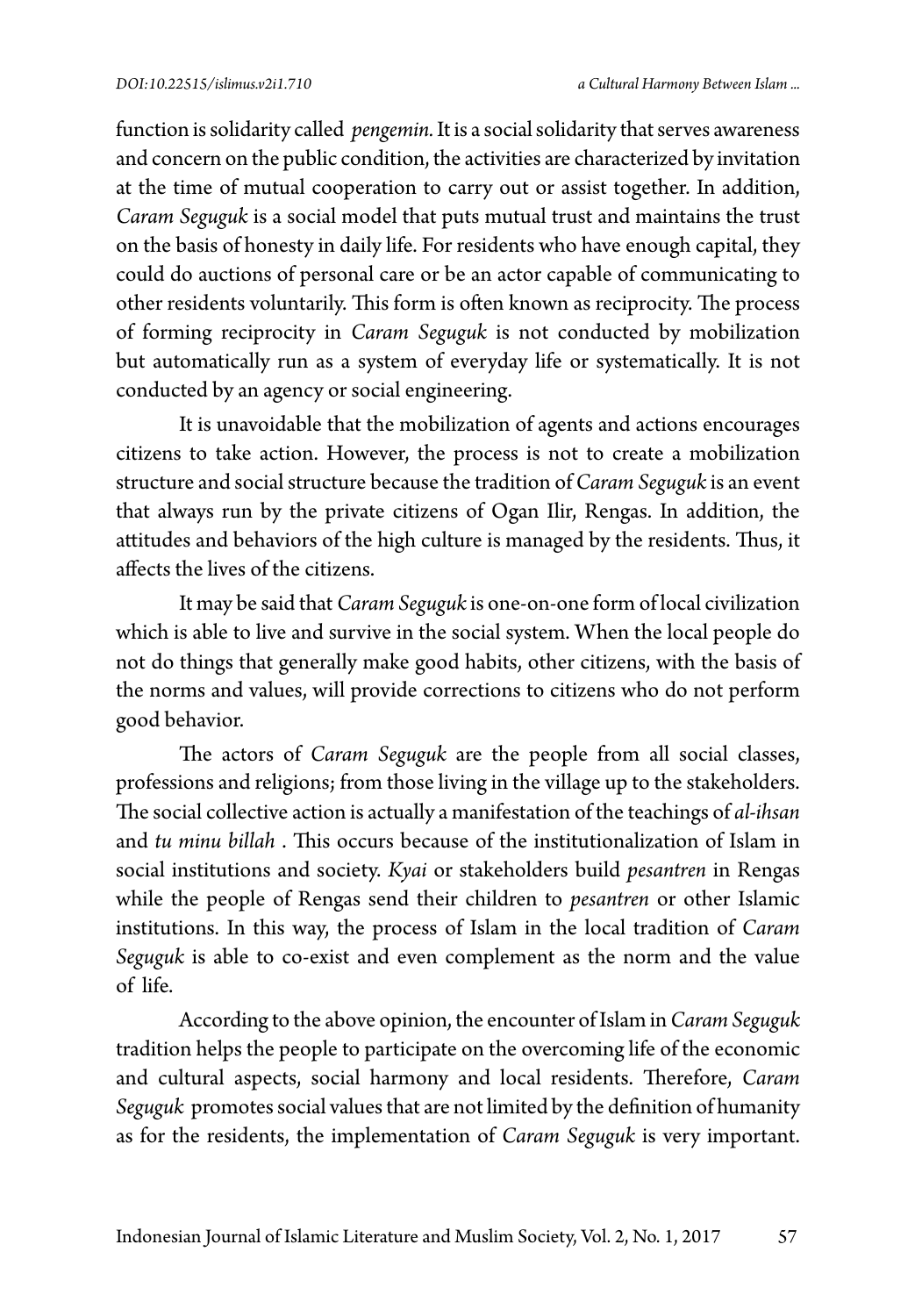function is solidarity called *pengemin.* It is a social solidarity that serves awareness and concern on the public condition, the activities are characterized by invitation at the time of mutual cooperation to carry out or assist together. In addition, *Caram Seguguk* is a social model that puts mutual trust and maintains the trust on the basis of honesty in daily life. For residents who have enough capital, they could do auctions of personal care or be an actor capable of communicating to other residents voluntarily. This form is often known as reciprocity. The process of forming reciprocity in *Caram Seguguk* is not conducted by mobilization but automatically run as a system of everyday life or systematically. It is not conducted by an agency or social engineering.

It is unavoidable that the mobilization of agents and actions encourages citizens to take action. However, the process is not to create a mobilization structure and social structure because the tradition of *Caram Seguguk* is an event that always run by the private citizens of Ogan Ilir, Rengas. In addition, the attitudes and behaviors of the high culture is managed by the residents. Thus, it affects the lives of the citizens.

It may be said that *Caram Seguguk* is one-on-one form of local civilization which is able to live and survive in the social system. When the local people do not do things that generally make good habits, other citizens, with the basis of the norms and values, will provide corrections to citizens who do not perform good behavior.

The actors of *Caram Seguguk* are the people from all social classes, professions and religions; from those living in the village up to the stakeholders. The social collective action is actually a manifestation of the teachings of *al-ihsan* and *tu minu billah* . This occurs because of the institutionalization of Islam in social institutions and society. *Kyai* or stakeholders build *pesantren* in Rengas while the people of Rengas send their children to *pesantren* or other Islamic institutions. In this way, the process of Islam in the local tradition of *Caram Seguguk* is able to co-exist and even complement as the norm and the value of life.

According to the above opinion, the encounter of Islam in *Caram Seguguk* tradition helps the people to participate on the overcoming life of the economic and cultural aspects, social harmony and local residents. Therefore, *Caram Seguguk* promotes social values that are not limited by the definition of humanity as for the residents, the implementation of *Caram Seguguk* is very important.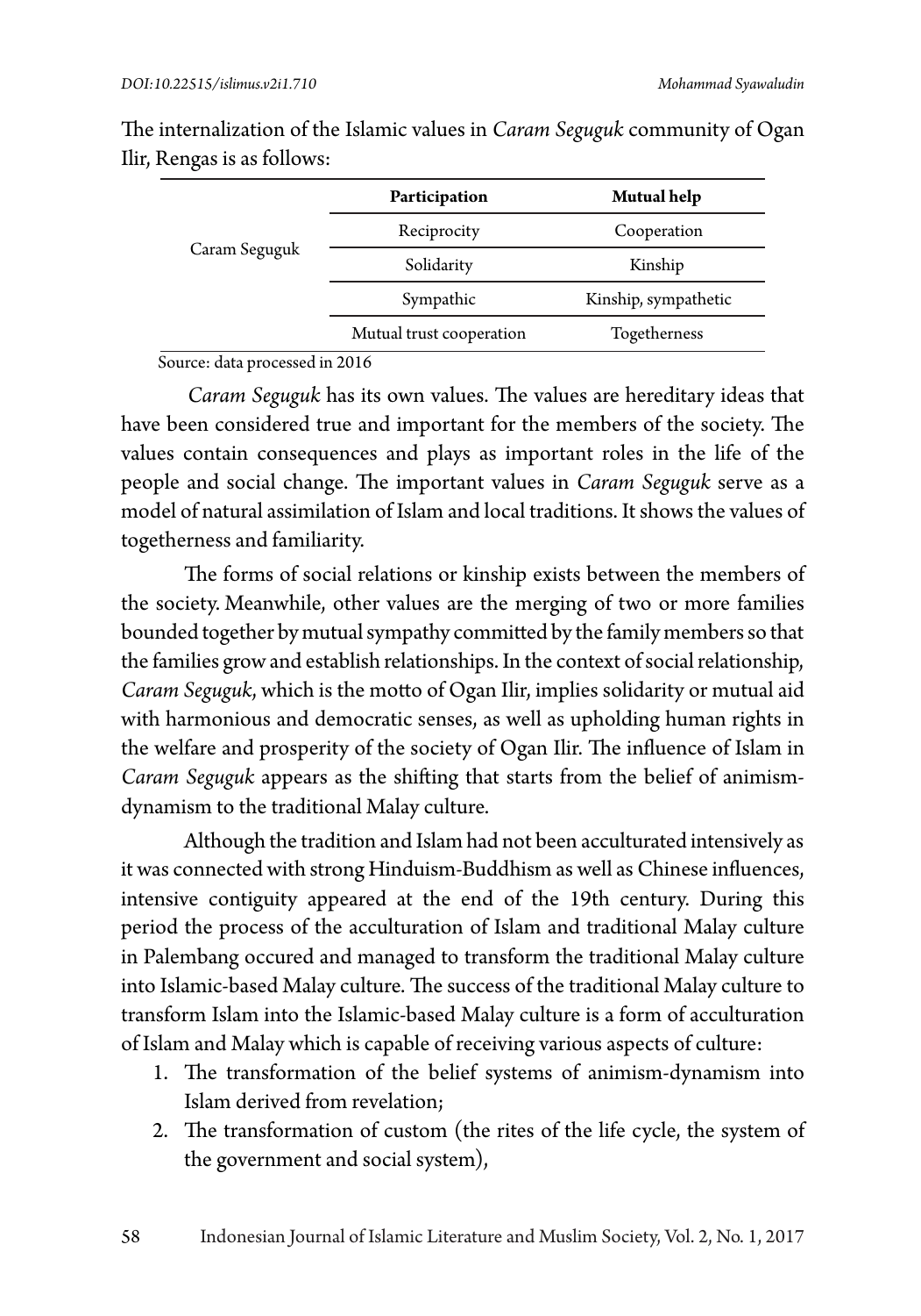The internalization of the Islamic values in *Caram Seguguk* community of Ogan Ilir, Rengas is as follows:

| | Participation | Mutual help |
|---|---|---|
| Caram Seguguk | Reciprocity | Cooperation |
| | Solidarity | Kinship |
| | Sympathic | Kinship, sympathetic |
| | Mutual trust cooperation | Togetherness |

Source: data processed in 2016

*Caram Seguguk* has its own values. The values are hereditary ideas that have been considered true and important for the members of the society. The values contain consequences and plays as important roles in the life of the people and social change. The important values in *Caram Seguguk* serve as a model of natural assimilation of Islam and local traditions. It shows the values of togetherness and familiarity.

The forms of social relations or kinship exists between the members of the society. Meanwhile, other values are the merging of two or more families bounded together by mutual sympathy committed by the family members so that the families grow and establish relationships. In the context of social relationship, *Caram Seguguk*, which is the motto of Ogan Ilir, implies solidarity or mutual aid with harmonious and democratic senses, as well as upholding human rights in the welfare and prosperity of the society of Ogan Ilir. The influence of Islam in *Caram Seguguk* appears as the shifting that starts from the belief of animism-dynamism to the traditional Malay culture.

Although the tradition and Islam had not been acculturated intensively as it was connected with strong Hinduism-Buddhism as well as Chinese influences, intensive contiguity appeared at the end of the 19th century. During this period the process of the acculturation of Islam and traditional Malay culture in Palembang occured and managed to transform the traditional Malay culture into Islamic-based Malay culture. The success of the traditional Malay culture to transform Islam into the Islamic-based Malay culture is a form of acculturation of Islam and Malay which is capable of receiving various aspects of culture:

1. The transformation of the belief systems of animism-dynamism into Islam derived from revelation;
2. The transformation of custom (the rites of the life cycle, the system of the government and social system),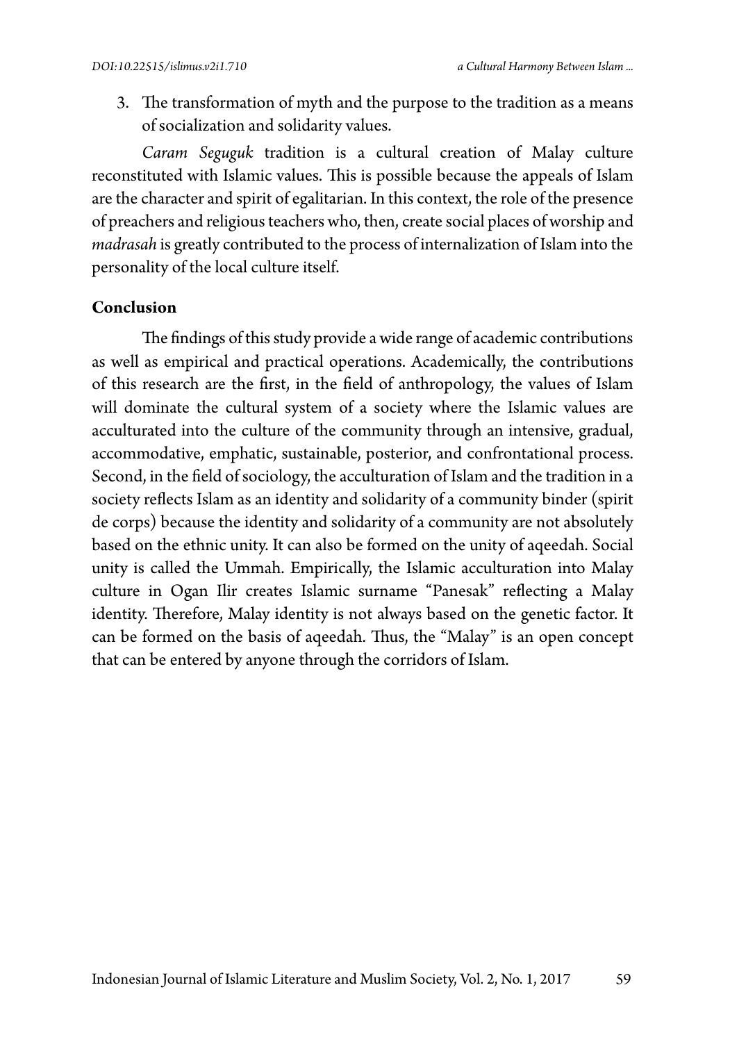3. The transformation of myth and the purpose to the tradition as a means of socialization and solidarity values.

*Caram Seguguk* tradition is a cultural creation of Malay culture reconstituted with Islamic values. This is possible because the appeals of Islam are the character and spirit of egalitarian. In this context, the role of the presence of preachers and religious teachers who, then, create social places of worship and *madrasah* is greatly contributed to the process of internalization of Islam into the personality of the local culture itself.

## Conclusion

The findings of this study provide a wide range of academic contributions as well as empirical and practical operations. Academically, the contributions of this research are the first, in the field of anthropology, the values of Islam will dominate the cultural system of a society where the Islamic values are acculturated into the culture of the community through an intensive, gradual, accommodative, emphatic, sustainable, posterior, and confrontational process. Second, in the field of sociology, the acculturation of Islam and the tradition in a society reflects Islam as an identity and solidarity of a community binder (spirit de corps) because the identity and solidarity of a community are not absolutely based on the ethnic unity. It can also be formed on the unity of aqeedah. Social unity is called the Ummah. Empirically, the Islamic acculturation into Malay culture in Ogan Ilir creates Islamic surname "Panesak" reflecting a Malay identity. Therefore, Malay identity is not always based on the genetic factor. It can be formed on the basis of aqeedah. Thus, the "Malay" is an open concept that can be entered by anyone through the corridors of Islam.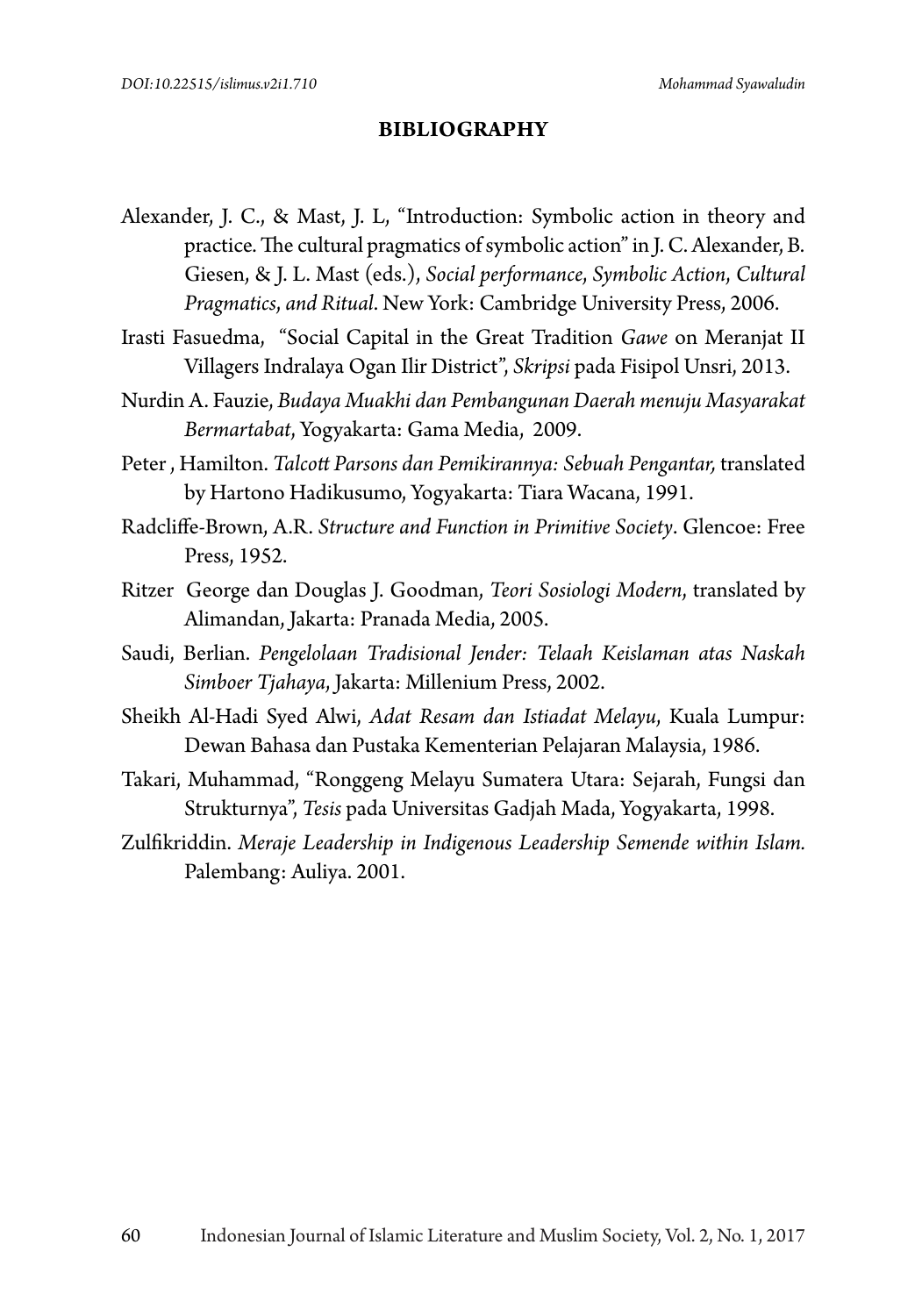## BIBLIOGRAPHY

Alexander, J. C., & Mast, J. L, "Introduction: Symbolic action in theory and practice. The cultural pragmatics of symbolic action" in J. C. Alexander, B. Giesen, & J. L. Mast (eds.), *Social performance, Symbolic Action, Cultural Pragmatics, and Ritual*. New York: Cambridge University Press, 2006.

Irasti Fasuedma, "Social Capital in the Great Tradition *Gawe* on Meranjat II Villagers Indralaya Ogan Ilir District", *Skripsi* pada Fisipol Unsri, 2013.

Nurdin A. Fauzie, *Budaya Muakhi dan Pembangunan Daerah menuju Masyarakat Bermartabat*, Yogyakarta: Gama Media, 2009.

Peter , Hamilton. *Talcott Parsons dan Pemikirannya: Sebuah Pengantar,* translated by Hartono Hadikusumo, Yogyakarta: Tiara Wacana, 1991.

Radcliffe-Brown, A.R. *Structure and Function in Primitive Society*. Glencoe: Free Press, 1952.

Ritzer George dan Douglas J. Goodman, *Teori Sosiologi Modern*, translated by Alimandan, Jakarta: Pranada Media, 2005.

Saudi, Berlian. *Pengelolaan Tradisional Jender: Telaah Keislaman atas Naskah Simboer Tjahaya*, Jakarta: Millenium Press, 2002.

Sheikh Al-Hadi Syed Alwi, *Adat Resam dan Istiadat Melayu*, Kuala Lumpur: Dewan Bahasa dan Pustaka Kementerian Pelajaran Malaysia, 1986.

Takari, Muhammad, "Ronggeng Melayu Sumatera Utara: Sejarah, Fungsi dan Strukturnya", *Tesis* pada Universitas Gadjah Mada, Yogyakarta, 1998.

Zulfikriddin. *Meraje Leadership in Indigenous Leadership Semende within Islam.* Palembang: Auliya. 2001.